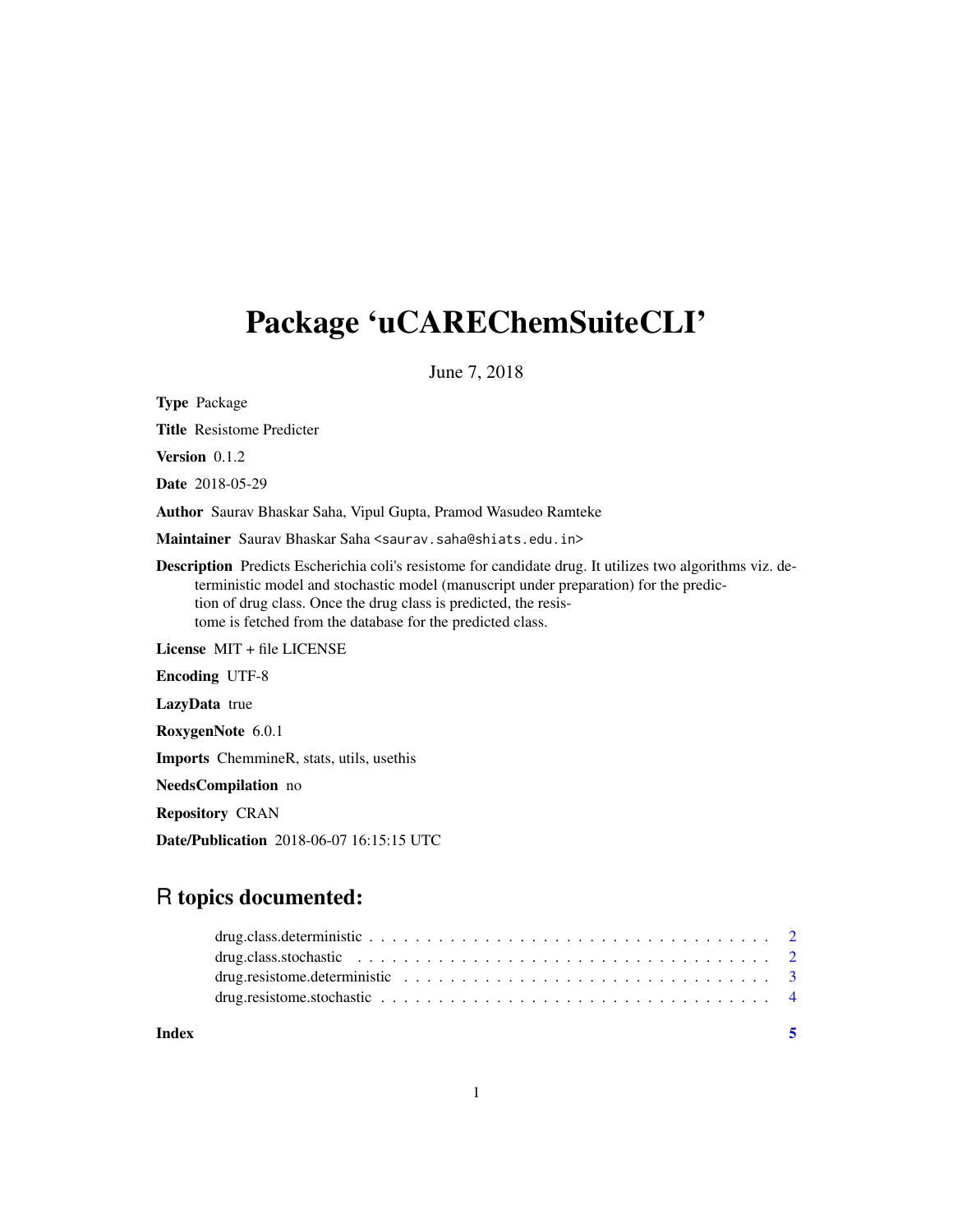# Package 'uCAREChemSuiteCLI'

June 7, 2018

**Type** Package

**Title** Resistome Predicter

**Version** 0.1.2

**Date** 2018-05-29

**Author** Saurav Bhaskar Saha, Vipul Gupta, Pramod Wasudeo Ramteke

**Maintainer** Saurav Bhaskar Saha <saurav.saha@shiats.edu.in>

**Description** Predicts Escherichia coli's resistome for candidate drug. It utilizes two algorithms viz. deterministic model and stochastic model (manuscript under preparation) for the prediction of drug class. Once the drug class is predicted, the resistome is fetched from the database for the predicted class.

**License** MIT + file LICENSE

**Encoding** UTF-8

**LazyData** true

**RoxygenNote** 6.0.1

**Imports** ChemmineR, stats, utils, usethis

**NeedsCompilation** no

**Repository** CRAN

**Date/Publication** 2018-06-07 16:15:15 UTC

## R topics documented:

- drug.class.deterministic . . . . . . . . . . . . . . . . . . . . . . . . . . . . . . . . . . . 2
- drug.class.stochastic . . . . . . . . . . . . . . . . . . . . . . . . . . . . . . . . . . . . . 2
- drug.resistome.deterministic . . . . . . . . . . . . . . . . . . . . . . . . . . . . . . . . . 3
- drug.resistome.stochastic . . . . . . . . . . . . . . . . . . . . . . . . . . . . . . . . . . . 4

**Index** 5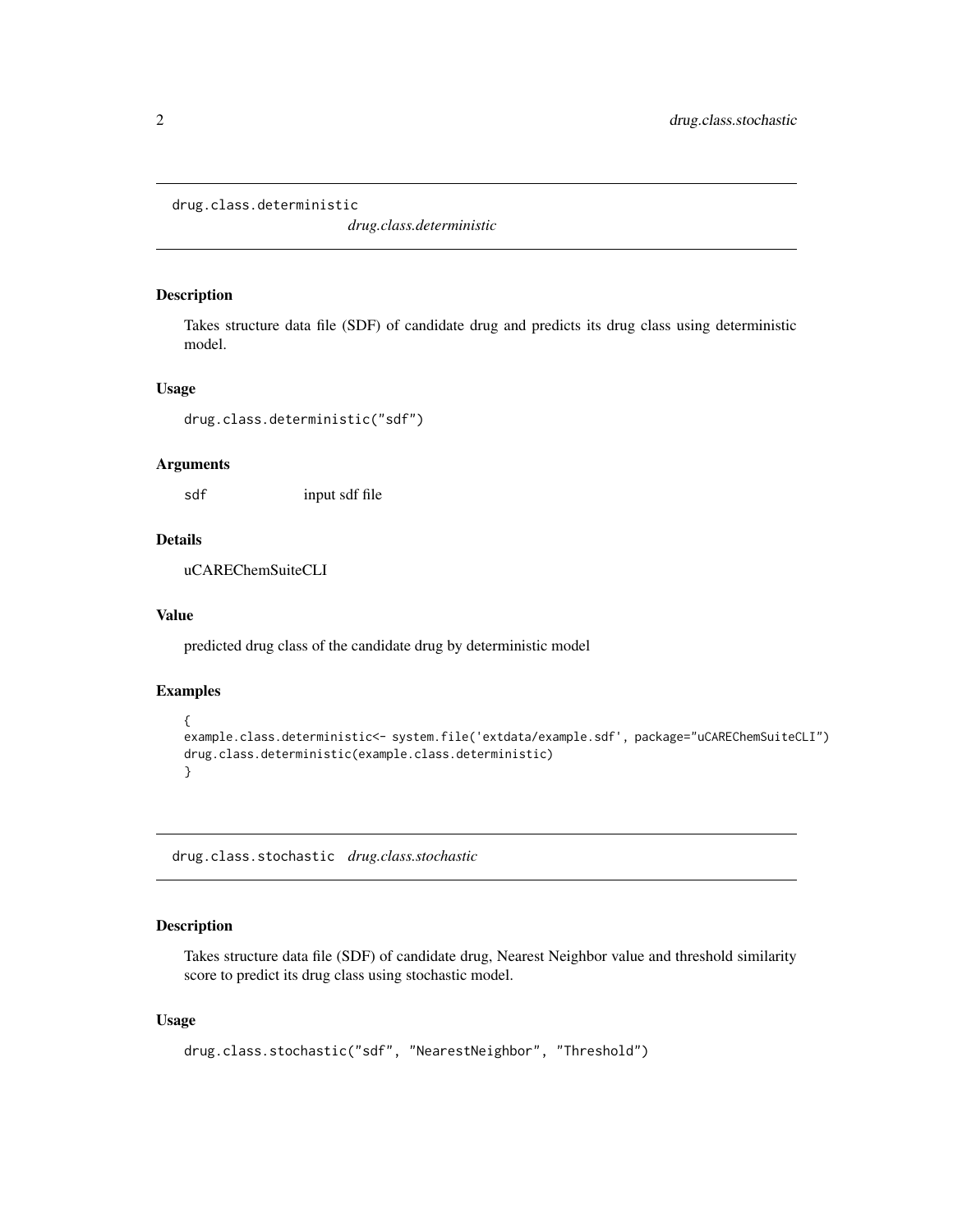## drug.class.deterministic

*drug.class.deterministic*

### Description

Takes structure data file (SDF) of candidate drug and predicts its drug class using deterministic model.

### Usage

```
drug.class.deterministic("sdf")
```

### Arguments

sdf    input sdf file

### Details

uCAREChemSuiteCLI

### Value

predicted drug class of the candidate drug by deterministic model

### Examples

```
{
example.class.deterministic<- system.file('extdata/example.sdf', package="uCAREChemSuiteCLI")
drug.class.deterministic(example.class.deterministic)
}
```

## drug.class.stochastic

*drug.class.stochastic*

### Description

Takes structure data file (SDF) of candidate drug, Nearest Neighbor value and threshold similarity score to predict its drug class using stochastic model.

### Usage

```
drug.class.stochastic("sdf", "NearestNeighbor", "Threshold")
```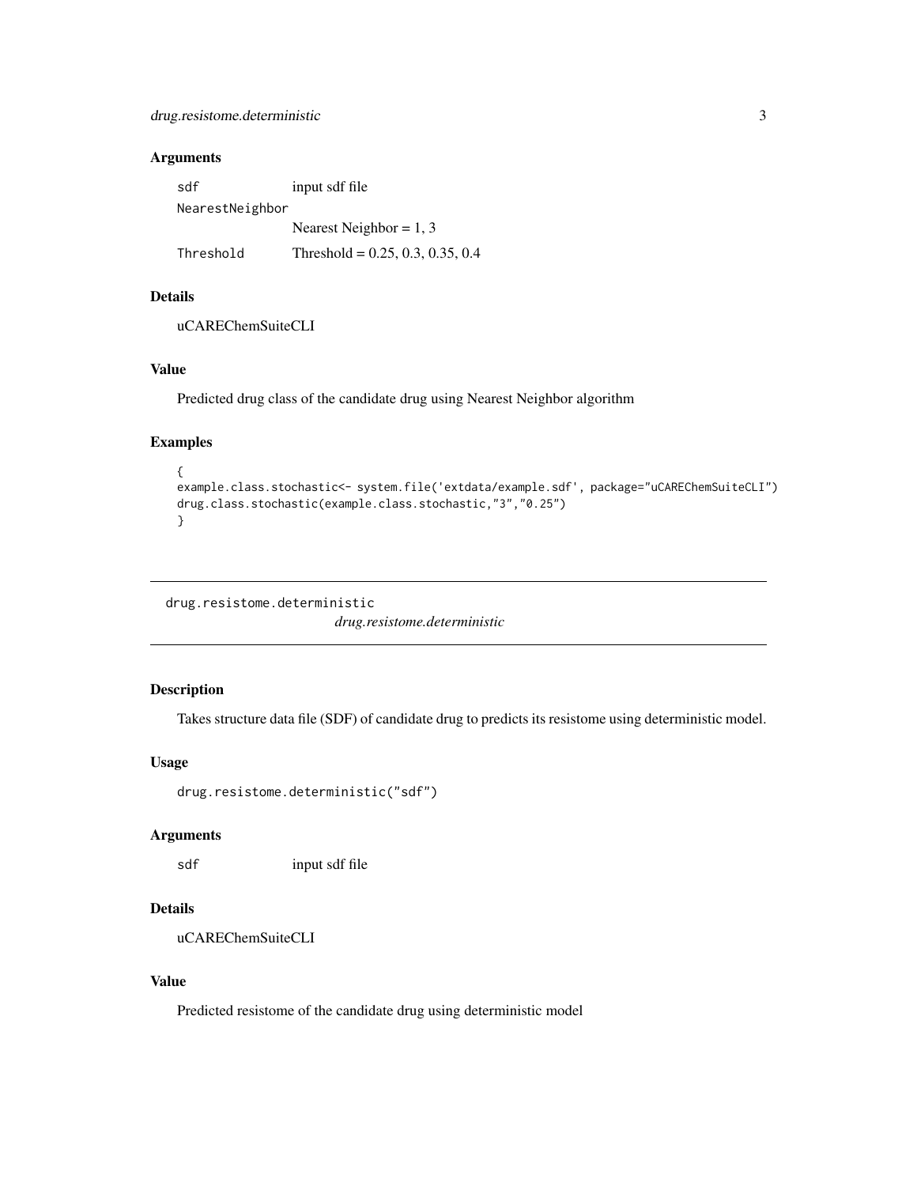### Arguments

| | |
|---|---|
| `sdf` | input sdf file |
| `NearestNeighbor` | Nearest Neighbor = 1, 3 |
| `Threshold` | Threshold = 0.25, 0.3, 0.35, 0.4 |

### Details

uCAREChemSuiteCLI

### Value

Predicted drug class of the candidate drug using Nearest Neighbor algorithm

### Examples

```
{
example.class.stochastic<- system.file('extdata/example.sdf', package="uCAREChemSuiteCLI")
drug.class.stochastic(example.class.stochastic,"3","0.25")
}
```

---

## drug.resistome.deterministic

*drug.resistome.deterministic*

---

### Description

Takes structure data file (SDF) of candidate drug to predicts its resistome using deterministic model.

### Usage

```
drug.resistome.deterministic("sdf")
```

### Arguments

| | |
|---|---|
| `sdf` | input sdf file |

### Details

uCAREChemSuiteCLI

### Value

Predicted resistome of the candidate drug using deterministic model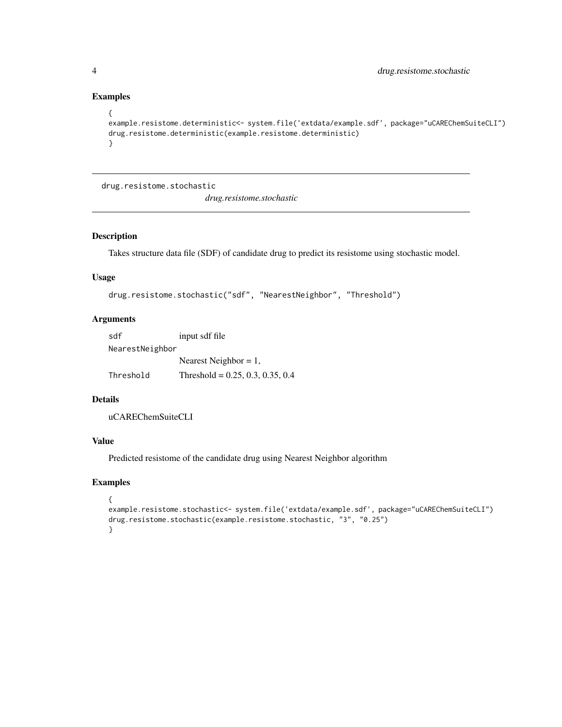## Examples

```
{
example.resistome.deterministic<- system.file('extdata/example.sdf', package="uCAREChemSuiteCLI")
drug.resistome.deterministic(example.resistome.deterministic)
}
```

---

`drug.resistome.stochastic` &nbsp;&nbsp;&nbsp; *drug.resistome.stochastic*

---

## Description

Takes structure data file (SDF) of candidate drug to predict its resistome using stochastic model.

## Usage

```
drug.resistome.stochastic("sdf", "NearestNeighbor", "Threshold")
```

## Arguments

| | |
|---|---|
| `sdf` | input sdf file |
| `NearestNeighbor` | Nearest Neighbor = 1, |
| `Threshold` | Threshold = 0.25, 0.3, 0.35, 0.4 |

## Details

uCAREChemSuiteCLI

## Value

Predicted resistome of the candidate drug using Nearest Neighbor algorithm

## Examples

```
{
example.resistome.stochastic<- system.file('extdata/example.sdf', package="uCAREChemSuiteCLI")
drug.resistome.stochastic(example.resistome.stochastic, "3", "0.25")
}
```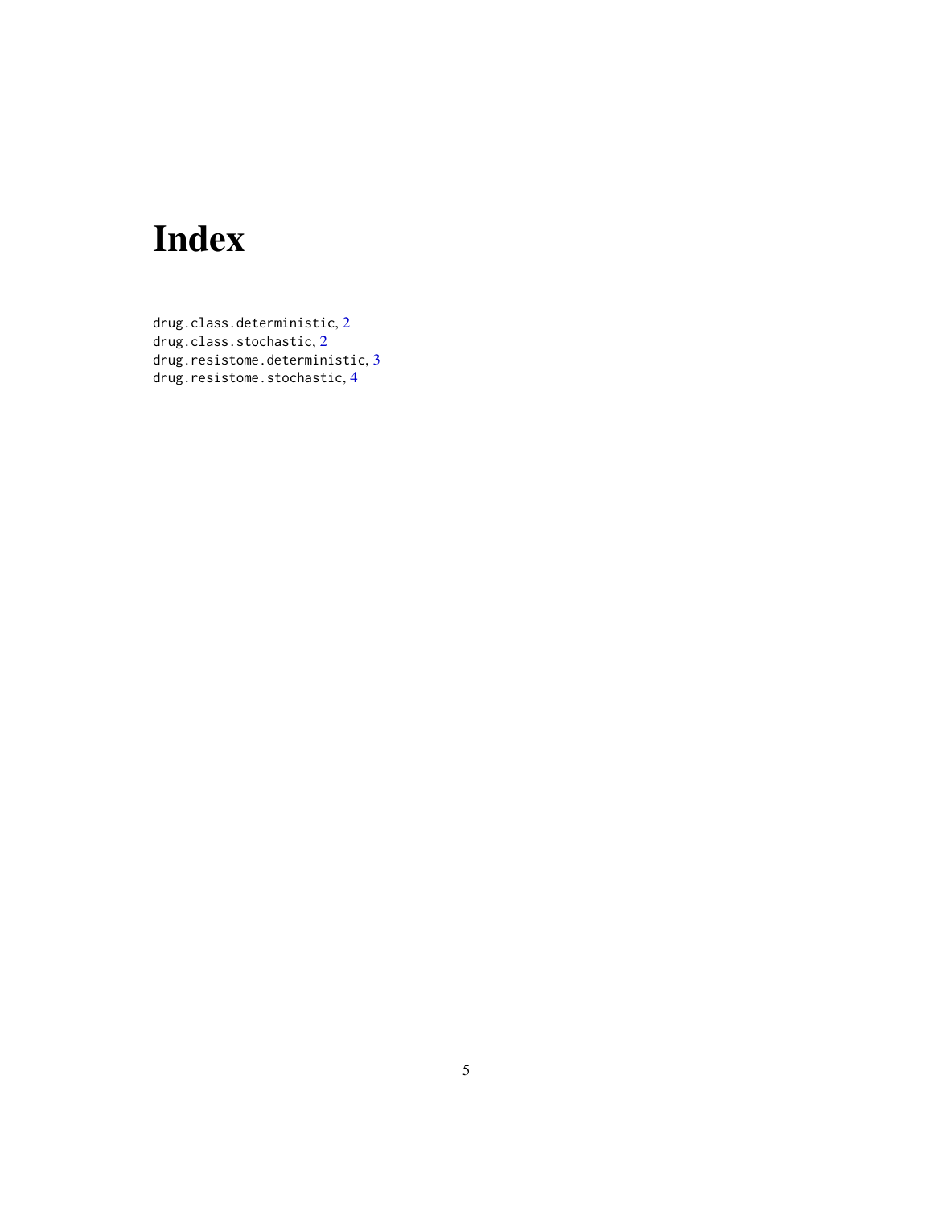# Index

drug.class.deterministic, 2
drug.class.stochastic, 2
drug.resistome.deterministic, 3
drug.resistome.stochastic, 4